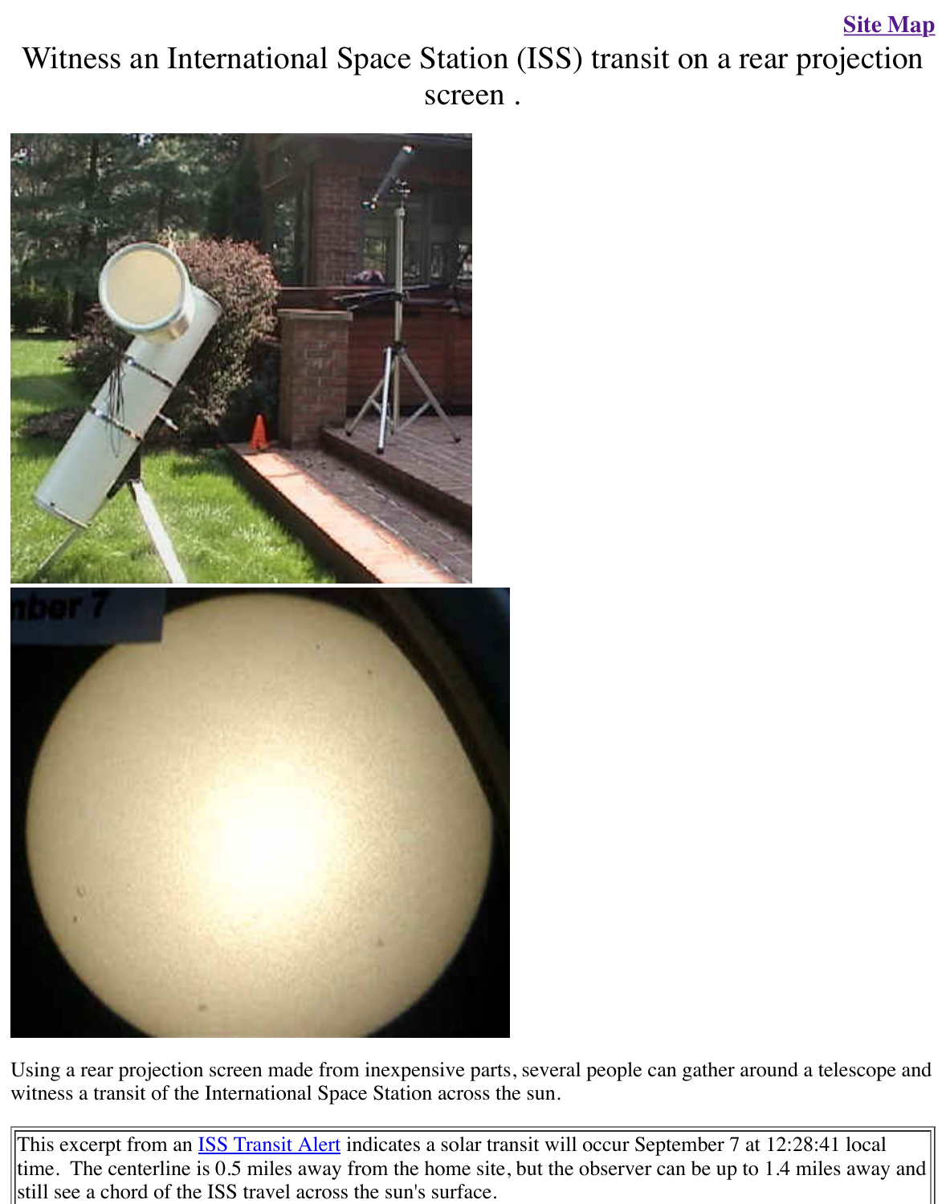Site Map

# Witness an International Space Station (ISS) transit on a rear projection screen .

Using a rear projection screen made from inexpensive parts, several people can gather around a telescope and witness a transit of the International Space Station across the sun.

This excerpt from an ISS Transit Alert indicates a solar transit will occur September 7 at 12:28:41 local time. The centerline is 0.5 miles away from the home site, but the observer can be up to 1.4 miles away and still see a chord of the ISS travel across the sun's surface.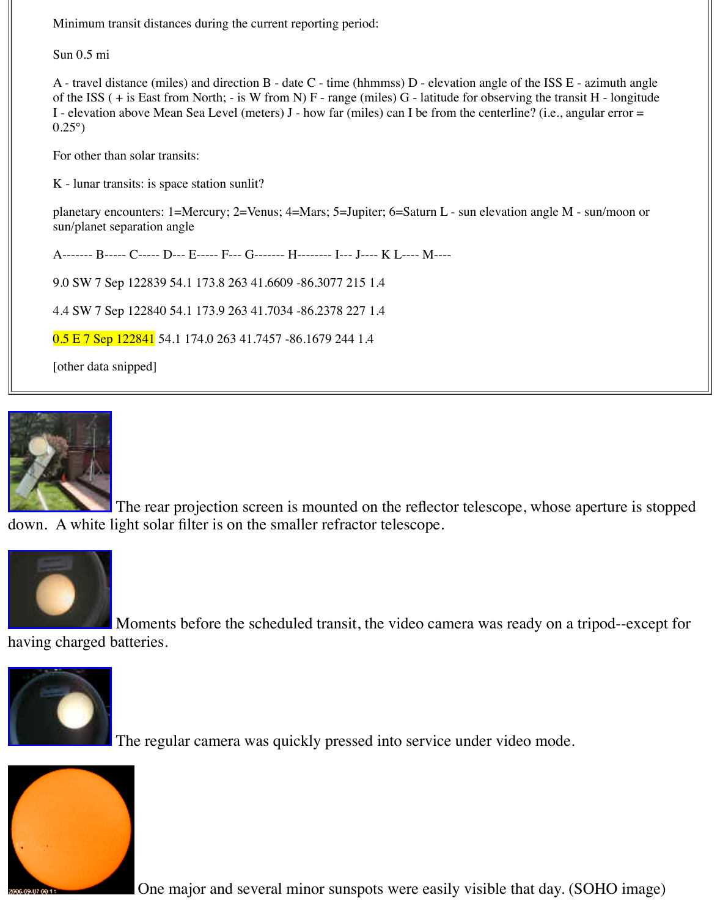Minimum transit distances during the current reporting period:

Sun 0.5 mi

A - travel distance (miles) and direction B - date C - time (hhmmss) D - elevation angle of the ISS E - azimuth angle of the ISS ( + is East from North; - is W from N) F - range (miles) G - latitude for observing the transit H - longitude I - elevation above Mean Sea Level (meters) J - how far (miles) can I be from the centerline? (i.e., angular error = 0.25°)

For other than solar transits:

K - lunar transits: is space station sunlit?

planetary encounters: 1=Mercury; 2=Venus; 4=Mars; 5=Jupiter; 6=Saturn L - sun elevation angle M - sun/moon or sun/planet separation angle

```
A------- B----- C----- D--- E----- F--- G------- H-------- I--- J---- K L---- M----

9.0 SW 7 Sep 122839 54.1 173.8 263 41.6609 -86.3077 215 1.4

4.4 SW 7 Sep 122840 54.1 173.9 263 41.7034 -86.2378 227 1.4

0.5 E 7 Sep 122841 54.1 174.0 263 41.7457 -86.1679 244 1.4

[other data snipped]
```

The rear projection screen is mounted on the reflector telescope, whose aperture is stopped down. A white light solar filter is on the smaller refractor telescope.

Moments before the scheduled transit, the video camera was ready on a tripod--except for having charged batteries.

The regular camera was quickly pressed into service under video mode.

One major and several minor sunspots were easily visible that day. (SOHO image)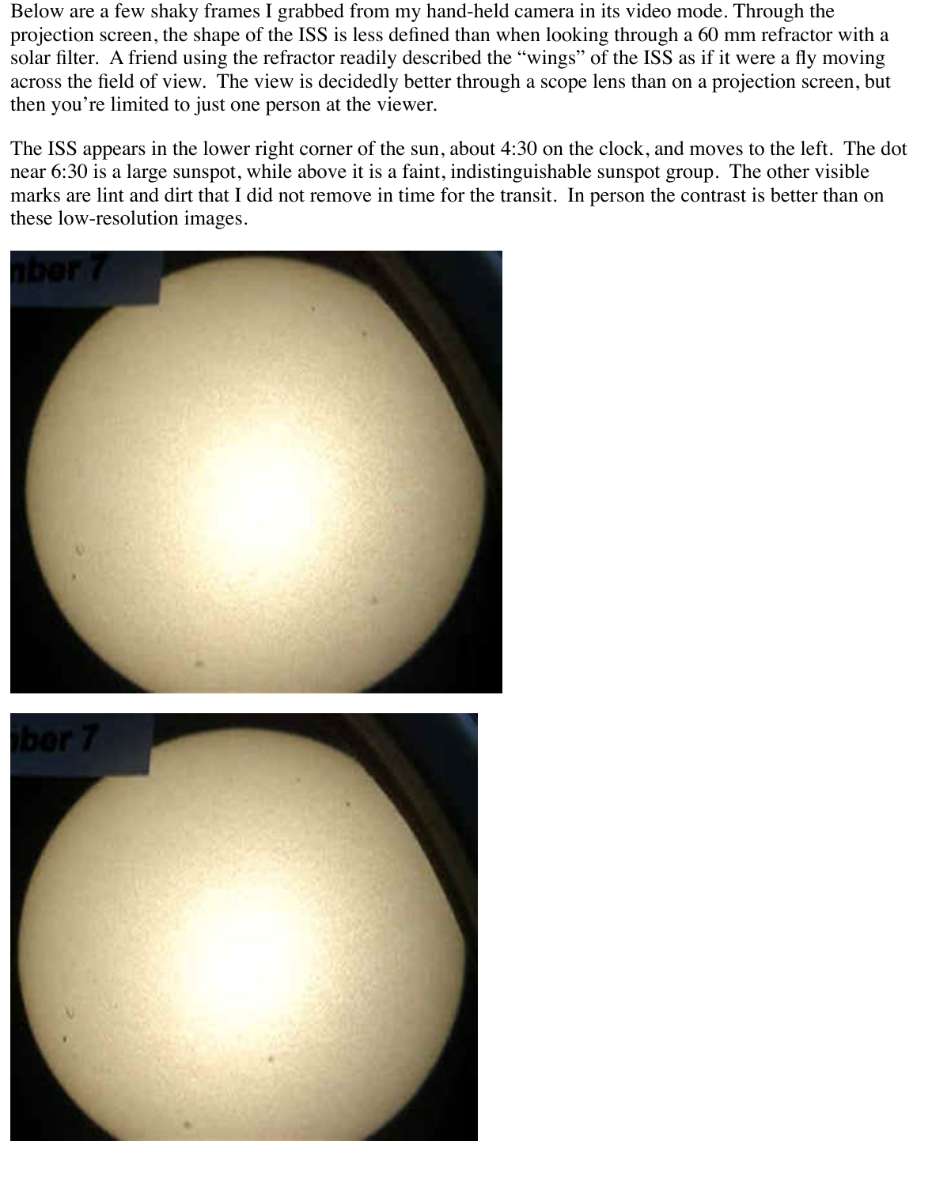Below are a few shaky frames I grabbed from my hand-held camera in its video mode. Through the projection screen, the shape of the ISS is less defined than when looking through a 60 mm refractor with a solar filter. A friend using the refractor readily described the "wings" of the ISS as if it were a fly moving across the field of view. The view is decidedly better through a scope lens than on a projection screen, but then you're limited to just one person at the viewer.

The ISS appears in the lower right corner of the sun, about 4:30 on the clock, and moves to the left. The dot near 6:30 is a large sunspot, while above it is a faint, indistinguishable sunspot group. The other visible marks are lint and dirt that I did not remove in time for the transit. In person the contrast is better than on these low-resolution images.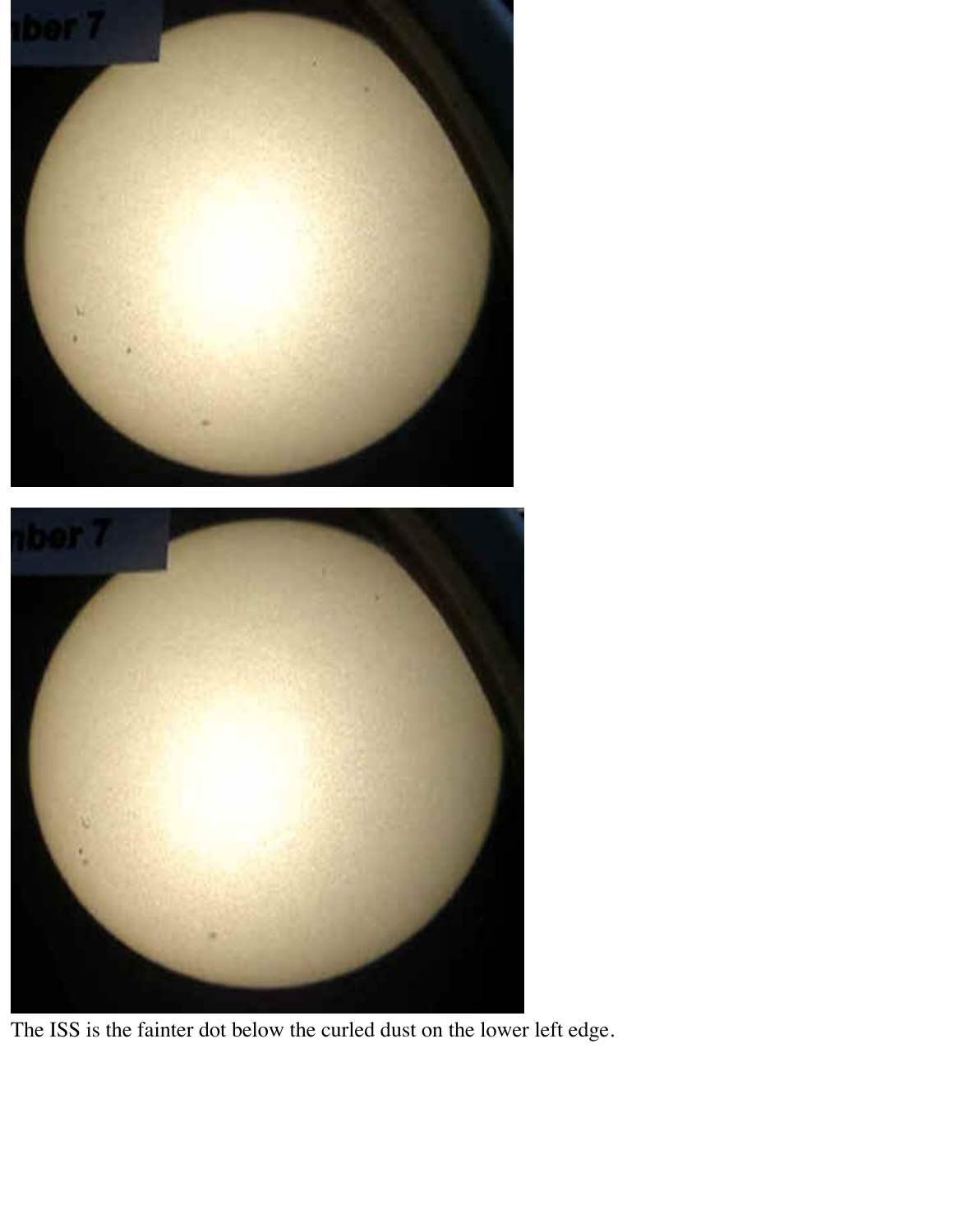The ISS is the fainter dot below the curled dust on the lower left edge.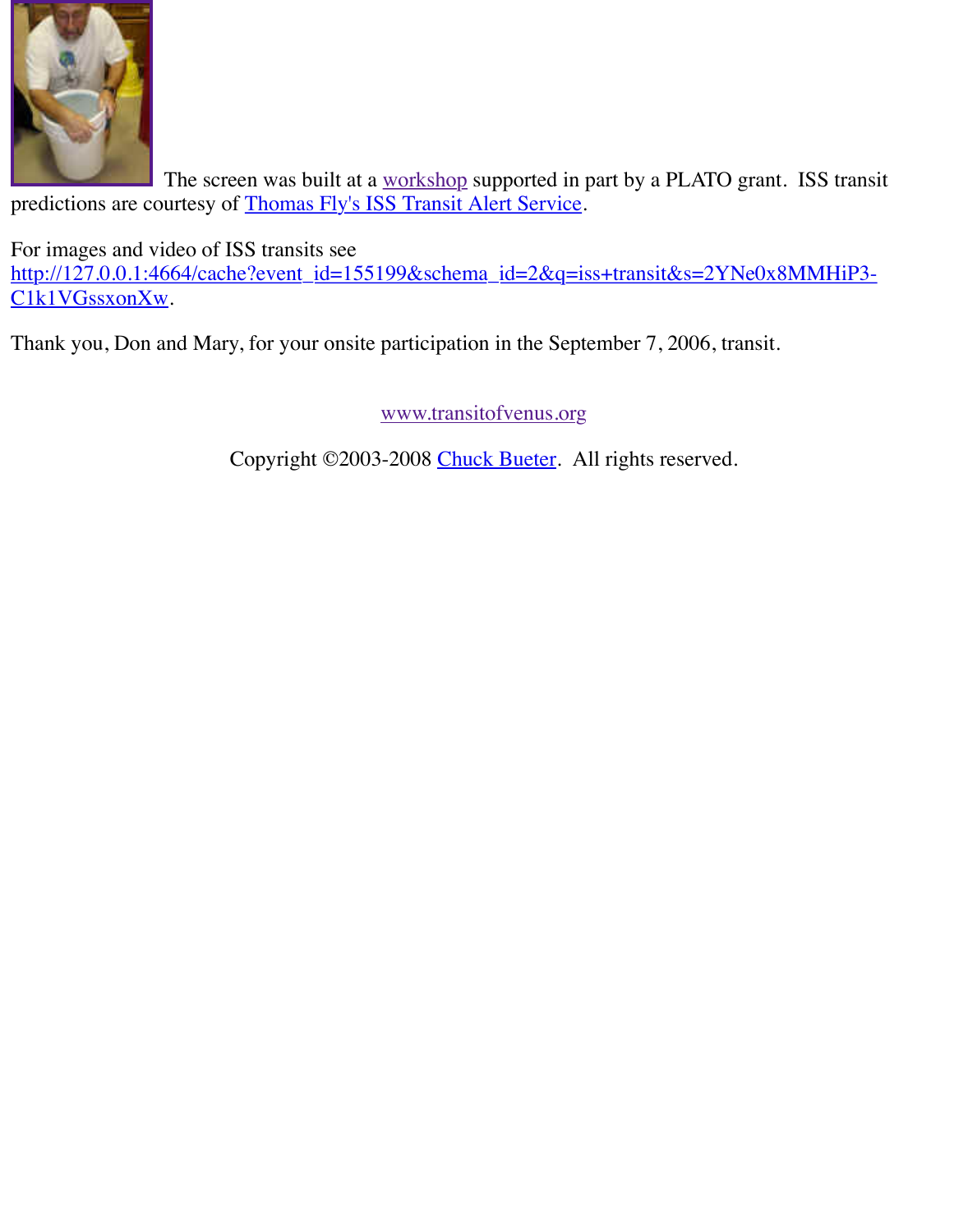The screen was built at a workshop supported in part by a PLATO grant. ISS transit predictions are courtesy of Thomas Fly's ISS Transit Alert Service.

For images and video of ISS transits see http://127.0.0.1:4664/cache?event_id=155199&schema_id=2&q=iss+transit&s=2YNe0x8MMHiP3-C1k1VGssxonXw.

Thank you, Don and Mary, for your onsite participation in the September 7, 2006, transit.

www.transitofvenus.org

Copyright ©2003-2008 Chuck Bueter. All rights reserved.